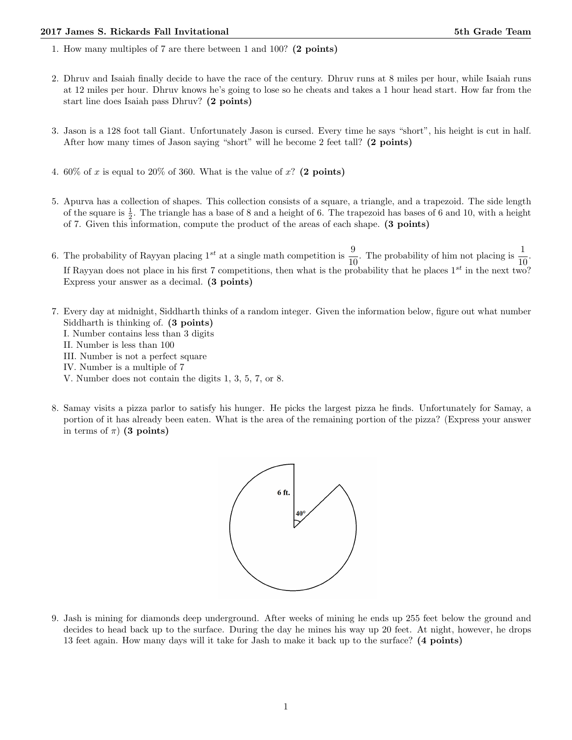1. How many multiples of 7 are there between 1 and 100? **(2 points)**

2. Dhruv and Isaiah finally decide to have the race of the century. Dhruv runs at 8 miles per hour, while Isaiah runs at 12 miles per hour. Dhruv knows he's going to lose so he cheats and takes a 1 hour head start. How far from the start line does Isaiah pass Dhruv? **(2 points)**

3. Jason is a 128 foot tall Giant. Unfortunately Jason is cursed. Every time he says "short", his height is cut in half. After how many times of Jason saying "short" will he become 2 feet tall? **(2 points)**

4. 60% of $x$ is equal to 20% of 360. What is the value of $x$? **(2 points)**

5. Apurva has a collection of shapes. This collection consists of a square, a triangle, and a trapezoid. The side length of the square is $\frac{1}{2}$. The triangle has a base of 8 and a height of 6. The trapezoid has bases of 6 and 10, with a height of 7. Given this information, compute the product of the areas of each shape. **(3 points)**

6. The probability of Rayyan placing $1^{st}$ at a single math competition is $\frac{9}{10}$. The probability of him not placing is $\frac{1}{10}$. If Rayyan does not place in his first 7 competitions, then what is the probability that he places $1^{st}$ in the next two? Express your answer as a decimal. **(3 points)**

7. Every day at midnight, Siddharth thinks of a random integer. Given the information below, figure out what number Siddharth is thinking of. **(3 points)**
   I. Number contains less than 3 digits
   II. Number is less than 100
   III. Number is not a perfect square
   IV. Number is a multiple of 7
   V. Number does not contain the digits 1, 3, 5, 7, or 8.

8. Samay visits a pizza parlor to satisfy his hunger. He picks the largest pizza he finds. Unfortunately for Samay, a portion of it has already been eaten. What is the area of the remaining portion of the pizza? (Express your answer in terms of $\pi$) **(3 points)**

   6 ft.

   40°

9. Jash is mining for diamonds deep underground. After weeks of mining he ends up 255 feet below the ground and decides to head back up to the surface. During the day he mines his way up 20 feet. At night, however, he drops 13 feet again. How many days will it take for Jash to make it back up to the surface? **(4 points)**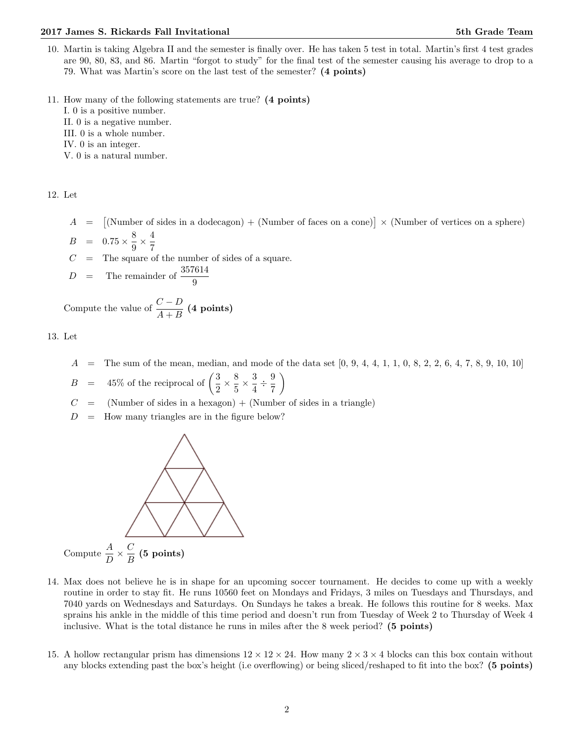10. Martin is taking Algebra II and the semester is finally over. He has taken 5 test in total. Martin's first 4 test grades are 90, 80, 83, and 86. Martin "forgot to study" for the final test of the semester causing his average to drop to a 79. What was Martin's score on the last test of the semester? **(4 points)**

11. How many of the following statements are true? **(4 points)**
    I. 0 is a positive number.
    II. 0 is a negative number.
    III. 0 is a whole number.
    IV. 0 is an integer.
    V. 0 is a natural number.

12. Let

$$
\begin{aligned}
A &= \big[(\text{Number of sides in a dodecagon}) + (\text{Number of faces on a cone})\big] \times (\text{Number of vertices on a sphere}) \\
B &= 0.75 \times \frac{8}{9} \times \frac{4}{7} \\
C &= \text{The square of the number of sides of a square.} \\
D &= \text{The remainder of } \frac{357614}{9}
\end{aligned}
$$

Compute the value of $\dfrac{C-D}{A+B}$ **(4 points)**

13. Let

$$
\begin{aligned}
A &= \text{The sum of the mean, median, and mode of the data set } [0, 9, 4, 4, 1, 1, 0, 8, 2, 2, 6, 4, 7, 8, 9, 10, 10] \\
B &= 45\% \text{ of the reciprocal of } \left(\frac{3}{2} \times \frac{8}{5} \times \frac{3}{4} \div \frac{9}{7}\right) \\
C &= (\text{Number of sides in a hexagon}) + (\text{Number of sides in a triangle}) \\
D &= \text{How many triangles are in the figure below?}
\end{aligned}
$$

Compute $\dfrac{A}{D} \times \dfrac{C}{B}$ **(5 points)**

14. Max does not believe he is in shape for an upcoming soccer tournament. He decides to come up with a weekly routine in order to stay fit. He runs 10560 feet on Mondays and Fridays, 3 miles on Tuesdays and Thursdays, and 7040 yards on Wednesdays and Saturdays. On Sundays he takes a break. He follows this routine for 8 weeks. Max sprains his ankle in the middle of this time period and doesn't run from Tuesday of Week 2 to Thursday of Week 4 inclusive. What is the total distance he runs in miles after the 8 week period? **(5 points)**

15. A hollow rectangular prism has dimensions $12 \times 12 \times 24$. How many $2 \times 3 \times 4$ blocks can this box contain without any blocks extending past the box's height (i.e overflowing) or being sliced/reshaped to fit into the box? **(5 points)**